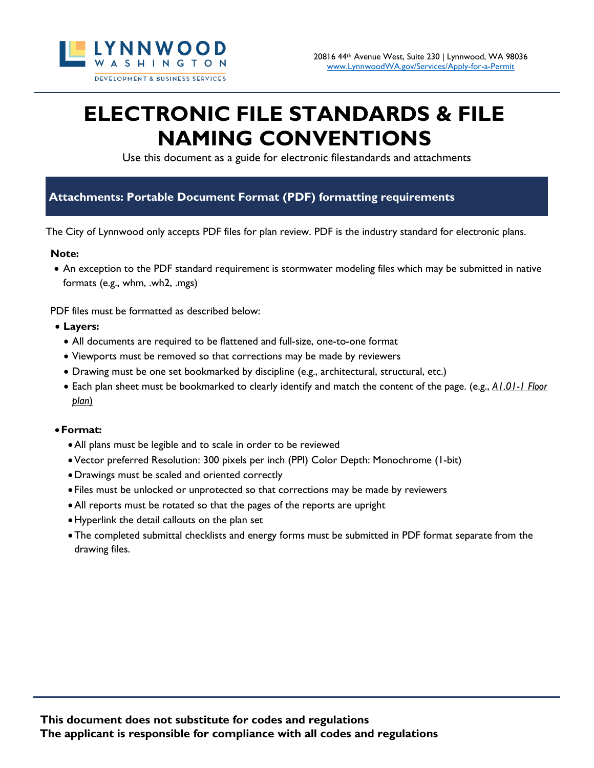LYNNWOOD WASHINGTON
DEVELOPMENT & BUSINESS SERVICES

20816 44th Avenue West, Suite 230 | Lynnwood, WA 98036
www.LynnwoodWA.gov/Services/Apply-for-a-Permit

# ELECTRONIC FILE STANDARDS & FILE NAMING CONVENTIONS

Use this document as a guide for electronic filestandards and attachments

## Attachments: Portable Document Format (PDF) formatting requirements

The City of Lynnwood only accepts PDF files for plan review. PDF is the industry standard for electronic plans.

**Note:**

- An exception to the PDF standard requirement is stormwater modeling files which may be submitted in native formats (e.g., whm, .wh2, .mgs)

PDF files must be formatted as described below:

- **Layers:**
  - All documents are required to be flattened and full-size, one-to-one format
  - Viewports must be removed so that corrections may be made by reviewers
  - Drawing must be one set bookmarked by discipline (e.g., architectural, structural, etc.)
  - Each plan sheet must be bookmarked to clearly identify and match the content of the page. (e.g., *A1.01-1 Floor plan*)

- **Format:**
  - All plans must be legible and to scale in order to be reviewed
  - Vector preferred Resolution: 300 pixels per inch (PPI) Color Depth: Monochrome (1-bit)
  - Drawings must be scaled and oriented correctly
  - Files must be unlocked or unprotected so that corrections may be made by reviewers
  - All reports must be rotated so that the pages of the reports are upright
  - Hyperlink the detail callouts on the plan set
  - The completed submittal checklists and energy forms must be submitted in PDF format separate from the drawing files.

**This document does not substitute for codes and regulations**
**The applicant is responsible for compliance with all codes and regulations**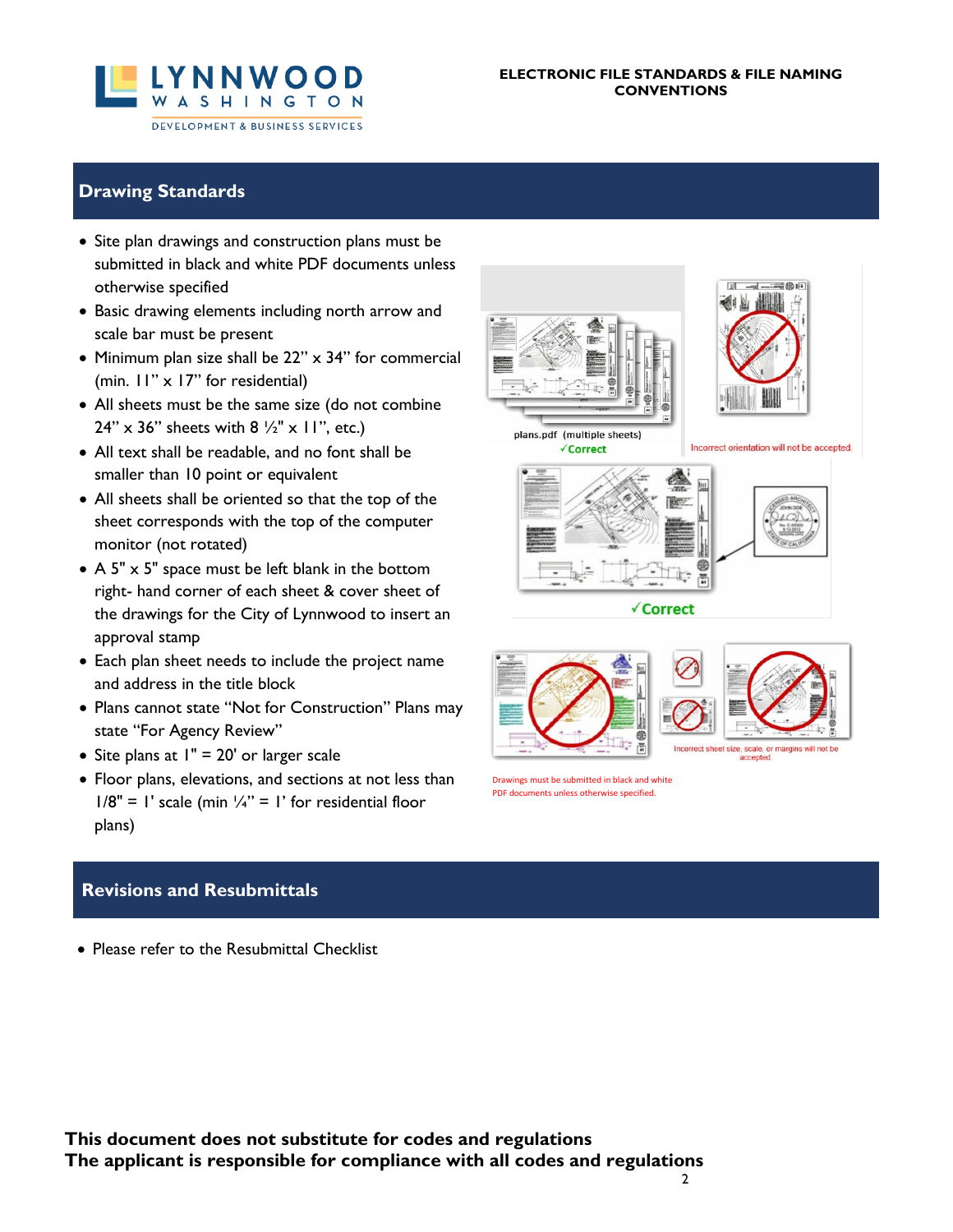## Drawing Standards

- Site plan drawings and construction plans must be submitted in black and white PDF documents unless otherwise specified
- Basic drawing elements including north arrow and scale bar must be present
- Minimum plan size shall be 22" x 34" for commercial (min. 11" x 17" for residential)
- All sheets must be the same size (do not combine 24" x 36" sheets with 8 ½" x 11", etc.)
- All text shall be readable, and no font shall be smaller than 10 point or equivalent
- All sheets shall be oriented so that the top of the sheet corresponds with the top of the computer monitor (not rotated)
- A 5" x 5" space must be left blank in the bottom right- hand corner of each sheet & cover sheet of the drawings for the City of Lynnwood to insert an approval stamp
- Each plan sheet needs to include the project name and address in the title block
- Plans cannot state "Not for Construction" Plans may state "For Agency Review"
- Site plans at 1" = 20' or larger scale
- Floor plans, elevations, and sections at not less than 1/8" = 1' scale (min ¼" = 1' for residential floor plans)

plans.pdf (multiple sheets)
✓Correct

Incorrect orientation will not be accepted.

✓Correct

Incorrect sheet size, scale, or margins will not be accepted.

Drawings must be submitted in black and white PDF documents unless otherwise specified.

## Revisions and Resubmittals

- Please refer to the Resubmittal Checklist

**This document does not substitute for codes and regulations**
**The applicant is responsible for compliance with all codes and regulations**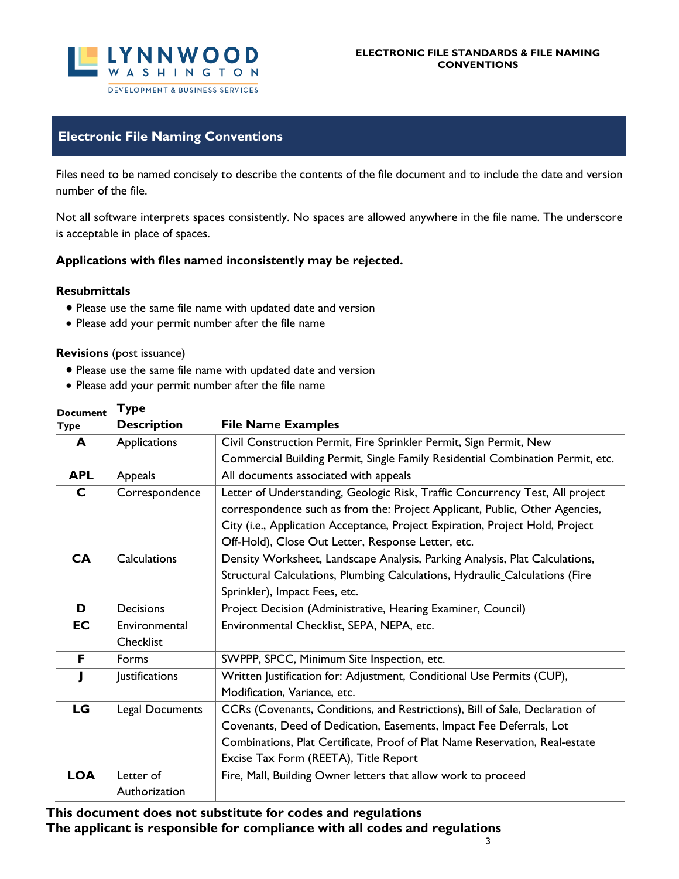## Electronic File Naming Conventions

Files need to be named concisely to describe the contents of the file document and to include the date and version number of the file.

Not all software interprets spaces consistently. No spaces are allowed anywhere in the file name. The underscore is acceptable in place of spaces.

**Applications with files named inconsistently may be rejected.**

**Resubmittals**

- Please use the same file name with updated date and version
- Please add your permit number after the file name

**Revisions** (post issuance)

- Please use the same file name with updated date and version
- Please add your permit number after the file name

| Document Type | Type Description | File Name Examples |
|---|---|---|
| **A** | Applications | Civil Construction Permit, Fire Sprinkler Permit, Sign Permit, New Commercial Building Permit, Single Family Residential Combination Permit, etc. |
| **APL** | Appeals | All documents associated with appeals |
| **C** | Correspondence | Letter of Understanding, Geologic Risk, Traffic Concurrency Test, All project correspondence such as from the: Project Applicant, Public, Other Agencies, City (i.e., Application Acceptance, Project Expiration, Project Hold, Project Off-Hold), Close Out Letter, Response Letter, etc. |
| **CA** | Calculations | Density Worksheet, Landscape Analysis, Parking Analysis, Plat Calculations, Structural Calculations, Plumbing Calculations, Hydraulic_Calculations (Fire Sprinkler), Impact Fees, etc. |
| **D** | Decisions | Project Decision (Administrative, Hearing Examiner, Council) |
| **EC** | Environmental Checklist | Environmental Checklist, SEPA, NEPA, etc. |
| **F** | Forms | SWPPP, SPCC, Minimum Site Inspection, etc. |
| **J** | Justifications | Written Justification for: Adjustment, Conditional Use Permits (CUP), Modification, Variance, etc. |
| **LG** | Legal Documents | CCRs (Covenants, Conditions, and Restrictions), Bill of Sale, Declaration of Covenants, Deed of Dedication, Easements, Impact Fee Deferrals, Lot Combinations, Plat Certificate, Proof of Plat Name Reservation, Real-estate Excise Tax Form (REETA), Title Report |
| **LOA** | Letter of Authorization | Fire, Mall, Building Owner letters that allow work to proceed |

**This document does not substitute for codes and regulations**
**The applicant is responsible for compliance with all codes and regulations**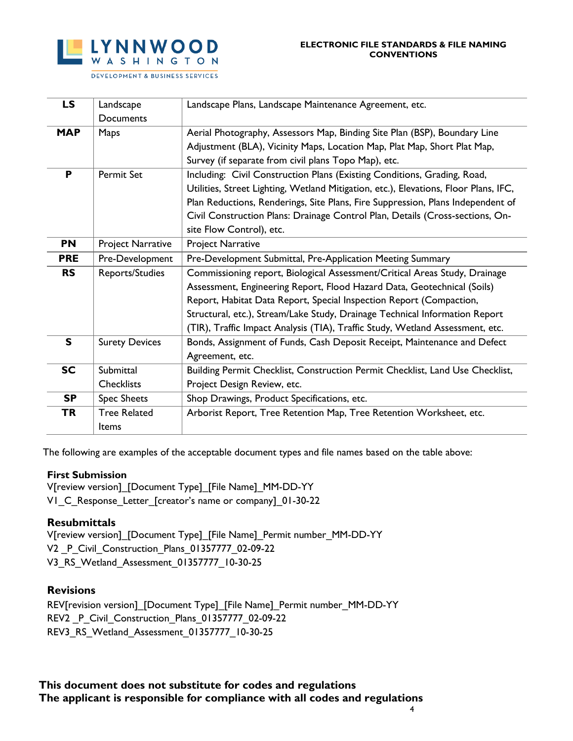| | | |
|---|---|---|
| **LS** | Landscape Documents | Landscape Plans, Landscape Maintenance Agreement, etc. |
| **MAP** | Maps | Aerial Photography, Assessors Map, Binding Site Plan (BSP), Boundary Line Adjustment (BLA), Vicinity Maps, Location Map, Plat Map, Short Plat Map, Survey (if separate from civil plans Topo Map), etc. |
| **P** | Permit Set | Including: Civil Construction Plans (Existing Conditions, Grading, Road, Utilities, Street Lighting, Wetland Mitigation, etc.), Elevations, Floor Plans, IFC, Plan Reductions, Renderings, Site Plans, Fire Suppression, Plans Independent of Civil Construction Plans: Drainage Control Plan, Details (Cross-sections, On-site Flow Control), etc. |
| **PN** | Project Narrative | Project Narrative |
| **PRE** | Pre-Development | Pre-Development Submittal, Pre-Application Meeting Summary |
| **RS** | Reports/Studies | Commissioning report, Biological Assessment/Critical Areas Study, Drainage Assessment, Engineering Report, Flood Hazard Data, Geotechnical (Soils) Report, Habitat Data Report, Special Inspection Report (Compaction, Structural, etc.), Stream/Lake Study, Drainage Technical Information Report (TIR), Traffic Impact Analysis (TIA), Traffic Study, Wetland Assessment, etc. |
| **S** | Surety Devices | Bonds, Assignment of Funds, Cash Deposit Receipt, Maintenance and Defect Agreement, etc. |
| **SC** | Submittal Checklists | Building Permit Checklist, Construction Permit Checklist, Land Use Checklist, Project Design Review, etc. |
| **SP** | Spec Sheets | Shop Drawings, Product Specifications, etc. |
| **TR** | Tree Related Items | Arborist Report, Tree Retention Map, Tree Retention Worksheet, etc. |

The following are examples of the acceptable document types and file names based on the table above:

**First Submission**

V[review version]_[Document Type]_[File Name]_MM-DD-YY
V1_C_Response_Letter_[creator's name or company]_01-30-22

**Resubmittals**

V[review version]_[Document Type]_[File Name]_Permit number_MM-DD-YY
V2 _P_Civil_Construction_Plans_01357777_02-09-22
V3_RS_Wetland_Assessment_01357777_10-30-25

**Revisions**

REV[revision version]_[Document Type]_[File Name]_Permit number_MM-DD-YY
REV2 _P_Civil_Construction_Plans_01357777_02-09-22
REV3_RS_Wetland_Assessment_01357777_10-30-25

**This document does not substitute for codes and regulations**
**The applicant is responsible for compliance with all codes and regulations**